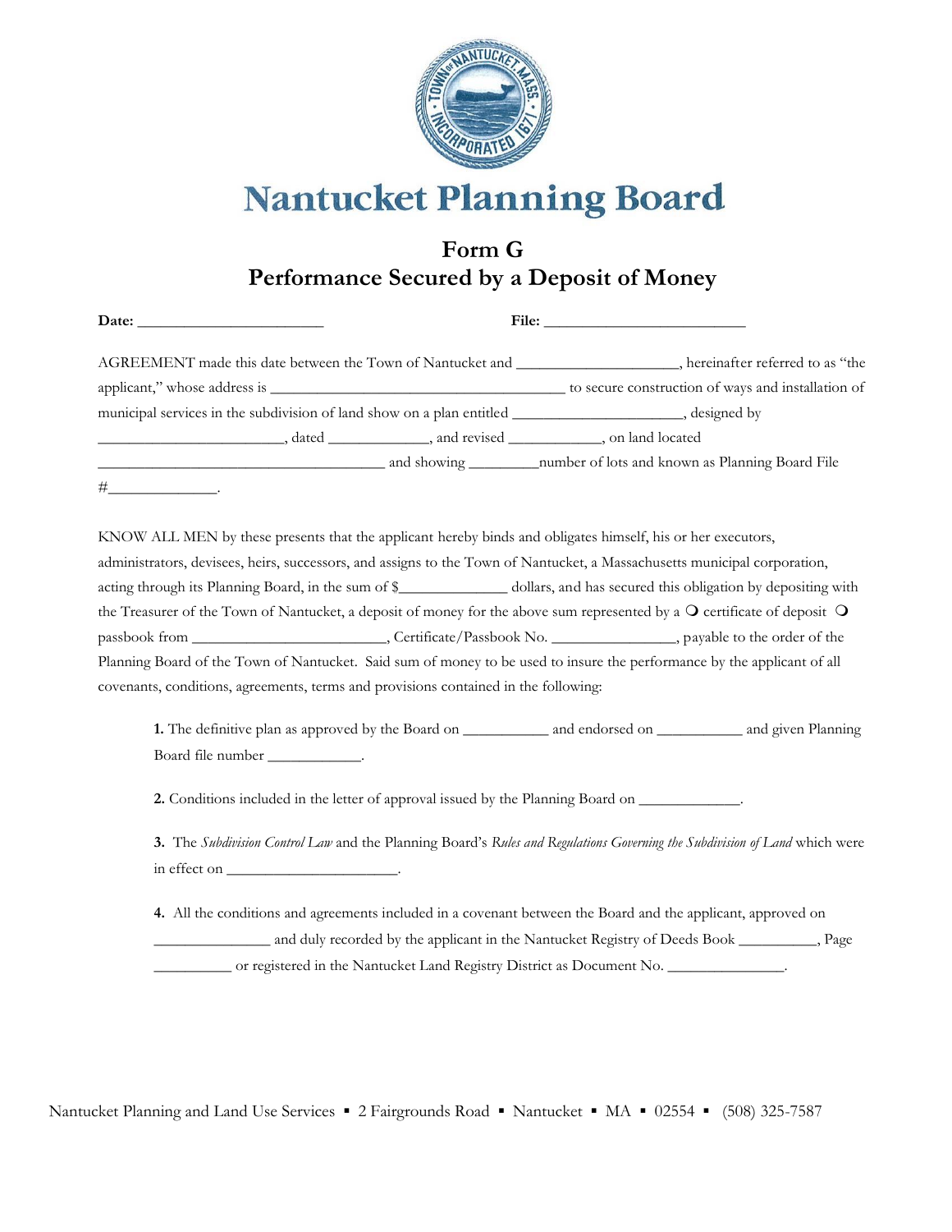# Nantucket Planning Board

## Form G
## Performance Secured by a Deposit of Money

**Date:** ________________________ **File:** __________________________

AGREEMENT made this date between the Town of Nantucket and ____________________, hereinafter referred to as "the applicant," whose address is ______________________________________ to secure construction of ways and installation of municipal services in the subdivision of land show on a plan entitled _____________________, designed by ________________________, dated _____________, and revised ____________, on land located _____________________________________ and showing _________number of lots and known as Planning Board File #_____________.

KNOW ALL MEN by these presents that the applicant hereby binds and obligates himself, his or her executors, administrators, devisees, heirs, successors, and assigns to the Town of Nantucket, a Massachusetts municipal corporation, acting through its Planning Board, in the sum of $_____________ dollars, and has secured this obligation by depositing with the Treasurer of the Town of Nantucket, a deposit of money for the above sum represented by a ❍ certificate of deposit ❍ passbook from _________________________, Certificate/Passbook No. ________________, payable to the order of the Planning Board of the Town of Nantucket. Said sum of money to be used to insure the performance by the applicant of all covenants, conditions, agreements, terms and provisions contained in the following:

**1.** The definitive plan as approved by the Board on ___________ and endorsed on ___________ and given Planning Board file number ____________.

**2.** Conditions included in the letter of approval issued by the Planning Board on _____________.

**3.** The *Subdivision Control Law* and the Planning Board's *Rules and Regulations Governing the Subdivision of Land* which were in effect on ______________________.

**4.** All the conditions and agreements included in a covenant between the Board and the applicant, approved on _______________ and duly recorded by the applicant in the Nantucket Registry of Deeds Book __________, Page __________ or registered in the Nantucket Land Registry District as Document No. _______________.

Nantucket Planning and Land Use Services ▪ 2 Fairgrounds Road ▪ Nantucket ▪ MA ▪ 02554 ▪ (508) 325-7587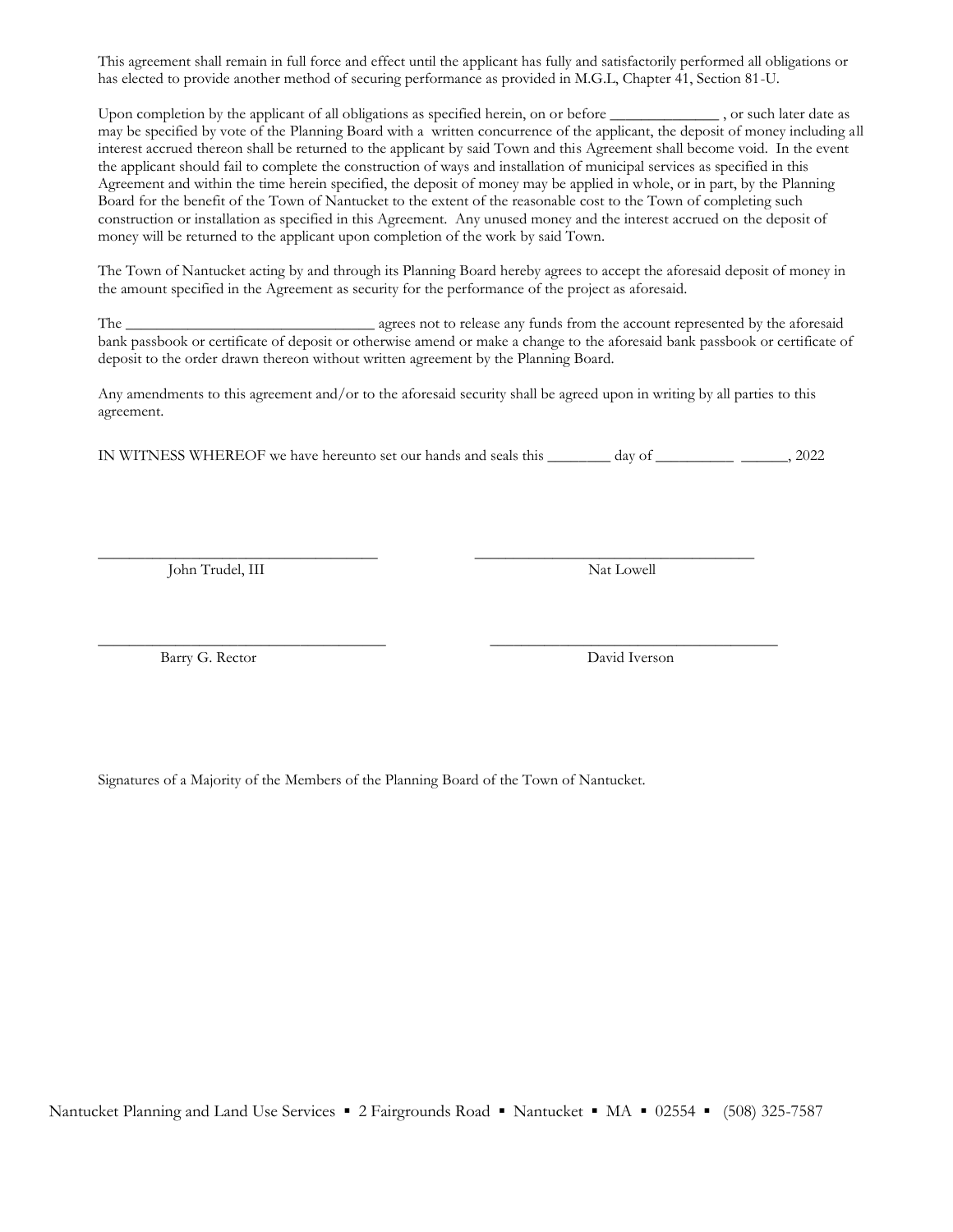This agreement shall remain in full force and effect until the applicant has fully and satisfactorily performed all obligations or has elected to provide another method of securing performance as provided in M.G.L, Chapter 41, Section 81-U.

Upon completion by the applicant of all obligations as specified herein, on or before _____________ , or such later date as may be specified by vote of the Planning Board with a written concurrence of the applicant, the deposit of money including all interest accrued thereon shall be returned to the applicant by said Town and this Agreement shall become void. In the event the applicant should fail to complete the construction of ways and installation of municipal services as specified in this Agreement and within the time herein specified, the deposit of money may be applied in whole, or in part, by the Planning Board for the benefit of the Town of Nantucket to the extent of the reasonable cost to the Town of completing such construction or installation as specified in this Agreement. Any unused money and the interest accrued on the deposit of money will be returned to the applicant upon completion of the work by said Town.

The Town of Nantucket acting by and through its Planning Board hereby agrees to accept the aforesaid deposit of money in the amount specified in the Agreement as security for the performance of the project as aforesaid.

The ______________________________ agrees not to release any funds from the account represented by the aforesaid bank passbook or certificate of deposit or otherwise amend or make a change to the aforesaid bank passbook or certificate of deposit to the order drawn thereon without written agreement by the Planning Board.

Any amendments to this agreement and/or to the aforesaid security shall be agreed upon in writing by all parties to this agreement.

IN WITNESS WHEREOF we have hereunto set our hands and seals this ________ day of __________ ______, 2022

_________________________________ _________________________________
John Trudel, III Nat Lowell

_________________________________ _________________________________
Barry G. Rector David Iverson

Signatures of a Majority of the Members of the Planning Board of the Town of Nantucket.

Nantucket Planning and Land Use Services ▪ 2 Fairgrounds Road ▪ Nantucket ▪ MA ▪ 02554 ▪ (508) 325-7587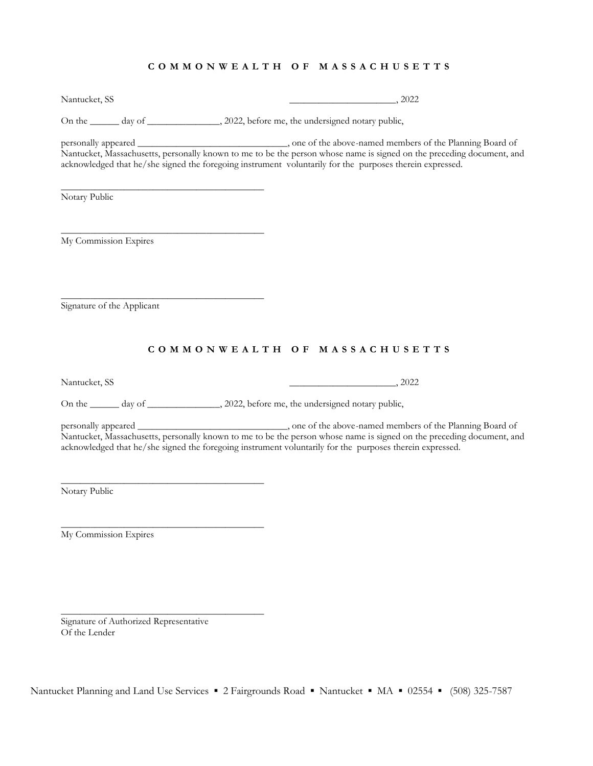**C O M M O N W E A L T H   O F   M A S S A C H U S E T T S**

Nantucket, SS _____________________, 2022

On the ______ day of _______________, 2022, before me, the undersigned notary public,

personally appeared _______________________________, one of the above-named members of the Planning Board of Nantucket, Massachusetts, personally known to me to be the person whose name is signed on the preceding document, and acknowledged that he/she signed the foregoing instrument voluntarily for the purposes therein expressed.

__________________________________________
Notary Public

__________________________________________
My Commission Expires

__________________________________________
Signature of the Applicant

**C O M M O N W E A L T H   O F   M A S S A C H U S E T T S**

Nantucket, SS _____________________, 2022

On the ______ day of _______________, 2022, before me, the undersigned notary public,

personally appeared _______________________________, one of the above-named members of the Planning Board of Nantucket, Massachusetts, personally known to me to be the person whose name is signed on the preceding document, and acknowledged that he/she signed the foregoing instrument voluntarily for the purposes therein expressed.

__________________________________________
Notary Public

__________________________________________
My Commission Expires

__________________________________________
Signature of Authorized Representative
Of the Lender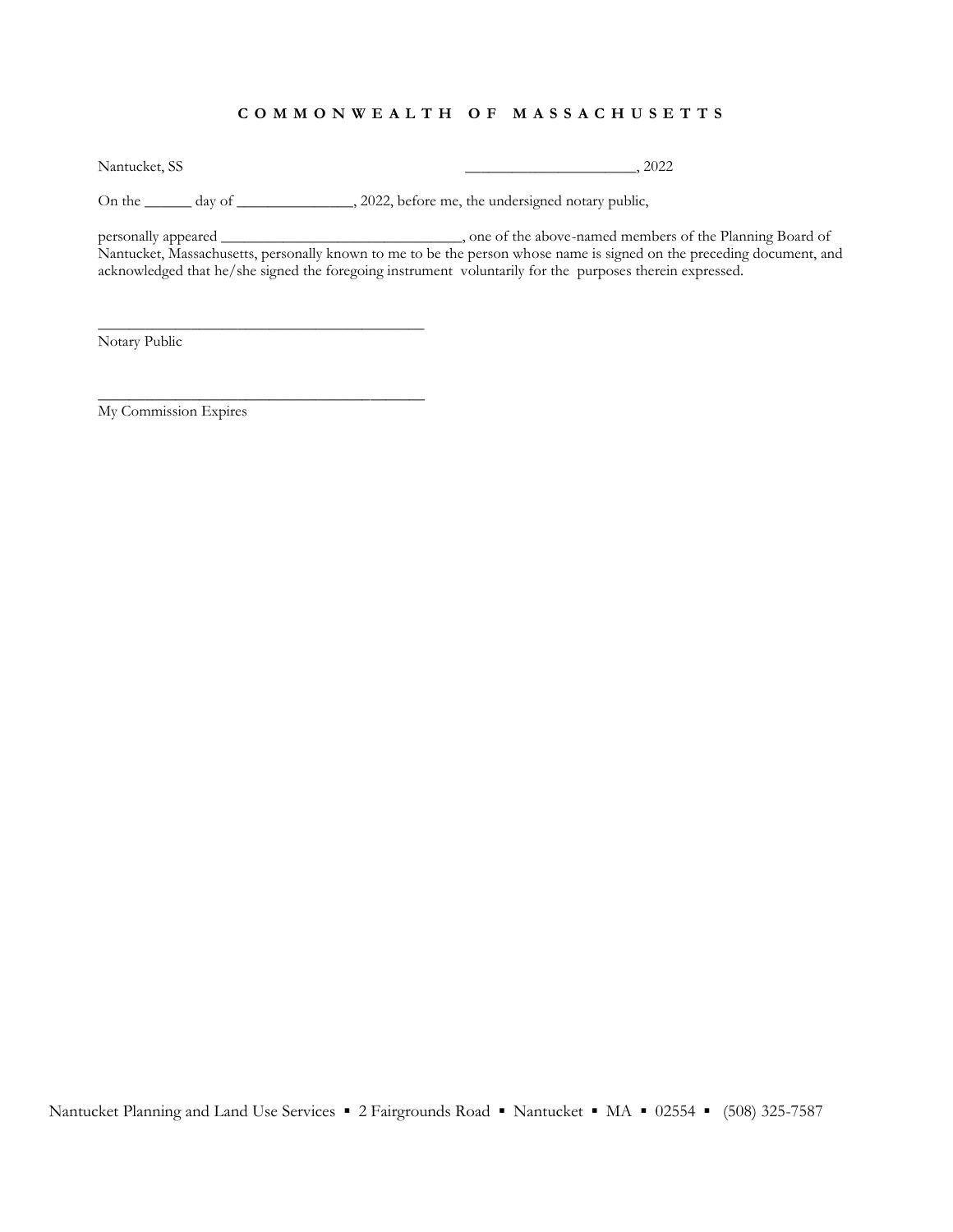## COMMONWEALTH OF MASSACHUSETTS

Nantucket, SS ______________________, 2022

On the ______ day of _______________, 2022, before me, the undersigned notary public,

personally appeared _______________________________, one of the above-named members of the Planning Board of Nantucket, Massachusetts, personally known to me to be the person whose name is signed on the preceding document, and acknowledged that he/she signed the foregoing instrument voluntarily for the purposes therein expressed.

___________________________________________
Notary Public

___________________________________________
My Commission Expires